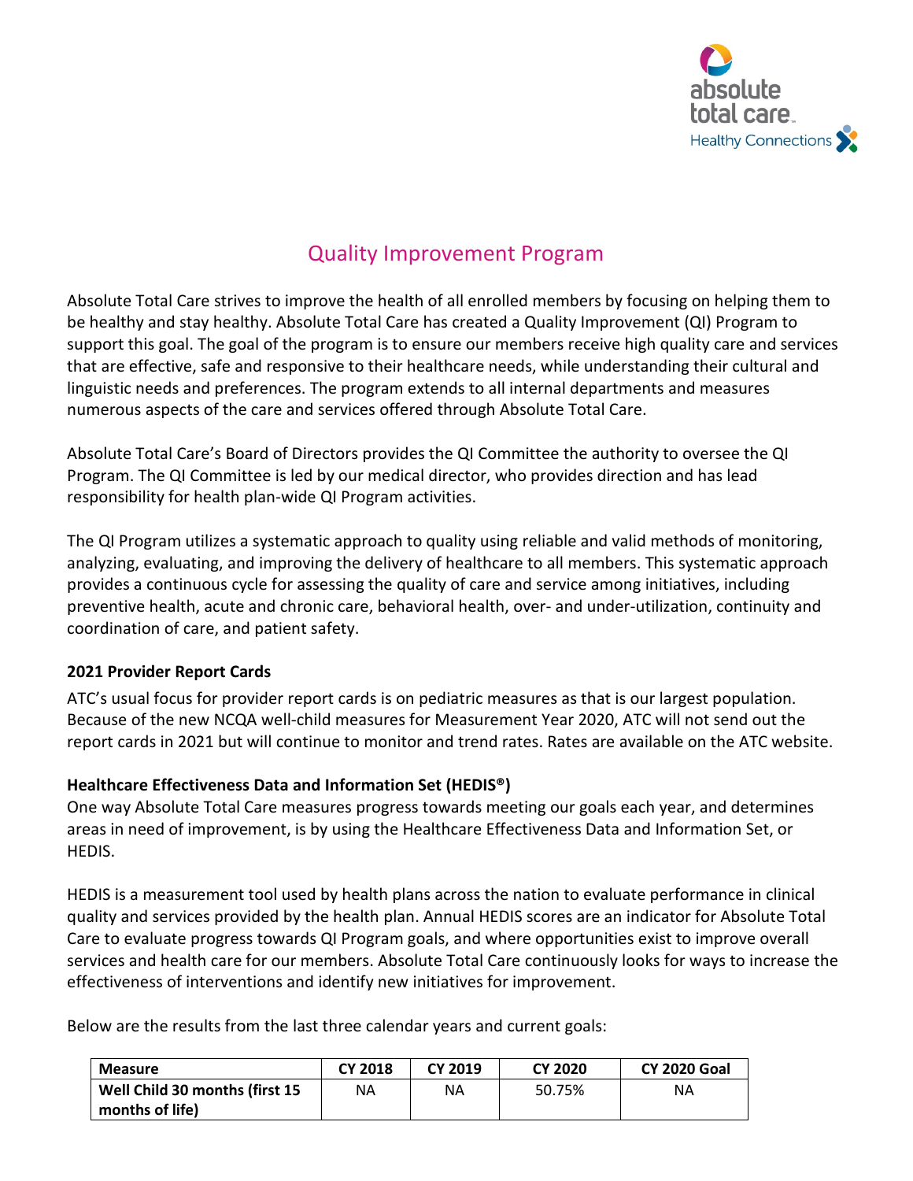# Quality Improvement Program

Absolute Total Care strives to improve the health of all enrolled members by focusing on helping them to be healthy and stay healthy. Absolute Total Care has created a Quality Improvement (QI) Program to support this goal. The goal of the program is to ensure our members receive high quality care and services that are effective, safe and responsive to their healthcare needs, while understanding their cultural and linguistic needs and preferences. The program extends to all internal departments and measures numerous aspects of the care and services offered through Absolute Total Care.

Absolute Total Care's Board of Directors provides the QI Committee the authority to oversee the QI Program. The QI Committee is led by our medical director, who provides direction and has lead responsibility for health plan-wide QI Program activities.

The QI Program utilizes a systematic approach to quality using reliable and valid methods of monitoring, analyzing, evaluating, and improving the delivery of healthcare to all members. This systematic approach provides a continuous cycle for assessing the quality of care and service among initiatives, including preventive health, acute and chronic care, behavioral health, over- and under-utilization, continuity and coordination of care, and patient safety.

### 2021 Provider Report Cards

ATC's usual focus for provider report cards is on pediatric measures as that is our largest population. Because of the new NCQA well-child measures for Measurement Year 2020, ATC will not send out the report cards in 2021 but will continue to monitor and trend rates. Rates are available on the ATC website.

### Healthcare Effectiveness Data and Information Set (HEDIS®)

One way Absolute Total Care measures progress towards meeting our goals each year, and determines areas in need of improvement, is by using the Healthcare Effectiveness Data and Information Set, or HEDIS.

HEDIS is a measurement tool used by health plans across the nation to evaluate performance in clinical quality and services provided by the health plan. Annual HEDIS scores are an indicator for Absolute Total Care to evaluate progress towards QI Program goals, and where opportunities exist to improve overall services and health care for our members. Absolute Total Care continuously looks for ways to increase the effectiveness of interventions and identify new initiatives for improvement.

Below are the results from the last three calendar years and current goals:

| Measure | CY 2018 | CY 2019 | CY 2020 | CY 2020 Goal |
|---|---|---|---|---|
| **Well Child 30 months (first 15 months of life)** | NA | NA | 50.75% | NA |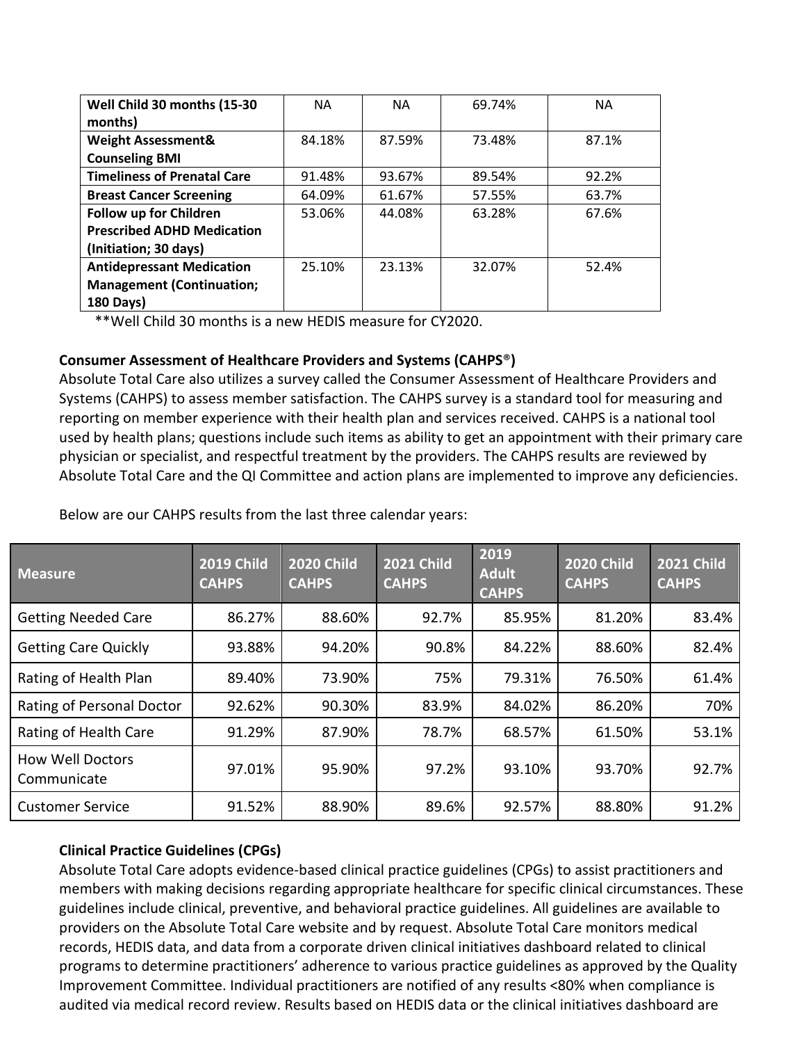| Well Child 30 months (15-30 months) | NA | NA | 69.74% | NA |
|---|---|---|---|---|
| Weight Assessment& Counseling BMI | 84.18% | 87.59% | 73.48% | 87.1% |
| Timeliness of Prenatal Care | 91.48% | 93.67% | 89.54% | 92.2% |
| Breast Cancer Screening | 64.09% | 61.67% | 57.55% | 63.7% |
| Follow up for Children Prescribed ADHD Medication (Initiation; 30 days) | 53.06% | 44.08% | 63.28% | 67.6% |
| Antidepressant Medication Management (Continuation; 180 Days) | 25.10% | 23.13% | 32.07% | 52.4% |

**Well Child 30 months is a new HEDIS measure for CY2020.

**Consumer Assessment of Healthcare Providers and Systems (CAHPS®)**

Absolute Total Care also utilizes a survey called the Consumer Assessment of Healthcare Providers and Systems (CAHPS) to assess member satisfaction. The CAHPS survey is a standard tool for measuring and reporting on member experience with their health plan and services received. CAHPS is a national tool used by health plans; questions include such items as ability to get an appointment with their primary care physician or specialist, and respectful treatment by the providers. The CAHPS results are reviewed by Absolute Total Care and the QI Committee and action plans are implemented to improve any deficiencies.

Below are our CAHPS results from the last three calendar years:

| Measure | 2019 Child CAHPS | 2020 Child CAHPS | 2021 Child CAHPS | 2019 Adult CAHPS | 2020 Child CAHPS | 2021 Child CAHPS |
|---|---|---|---|---|---|---|
| Getting Needed Care | 86.27% | 88.60% | 92.7% | 85.95% | 81.20% | 83.4% |
| Getting Care Quickly | 93.88% | 94.20% | 90.8% | 84.22% | 88.60% | 82.4% |
| Rating of Health Plan | 89.40% | 73.90% | 75% | 79.31% | 76.50% | 61.4% |
| Rating of Personal Doctor | 92.62% | 90.30% | 83.9% | 84.02% | 86.20% | 70% |
| Rating of Health Care | 91.29% | 87.90% | 78.7% | 68.57% | 61.50% | 53.1% |
| How Well Doctors Communicate | 97.01% | 95.90% | 97.2% | 93.10% | 93.70% | 92.7% |
| Customer Service | 91.52% | 88.90% | 89.6% | 92.57% | 88.80% | 91.2% |

**Clinical Practice Guidelines (CPGs)**

Absolute Total Care adopts evidence-based clinical practice guidelines (CPGs) to assist practitioners and members with making decisions regarding appropriate healthcare for specific clinical circumstances. These guidelines include clinical, preventive, and behavioral practice guidelines. All guidelines are available to providers on the Absolute Total Care website and by request. Absolute Total Care monitors medical records, HEDIS data, and data from a corporate driven clinical initiatives dashboard related to clinical programs to determine practitioners' adherence to various practice guidelines as approved by the Quality Improvement Committee. Individual practitioners are notified of any results <80% when compliance is audited via medical record review. Results based on HEDIS data or the clinical initiatives dashboard are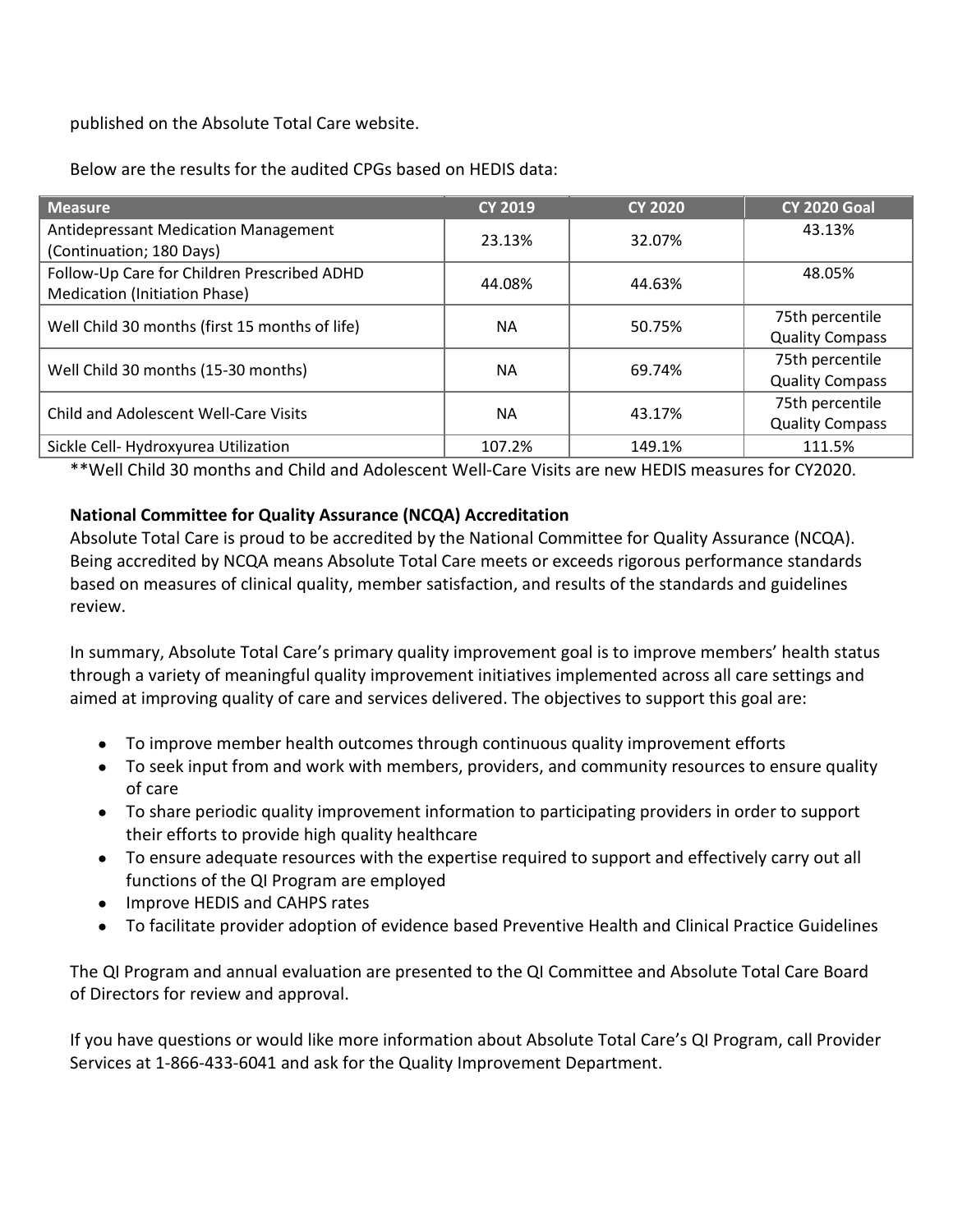published on the Absolute Total Care website.

Below are the results for the audited CPGs based on HEDIS data:

| Measure | CY 2019 | CY 2020 | CY 2020 Goal |
|---|---|---|---|
| Antidepressant Medication Management (Continuation; 180 Days) | 23.13% | 32.07% | 43.13% |
| Follow-Up Care for Children Prescribed ADHD Medication (Initiation Phase) | 44.08% | 44.63% | 48.05% |
| Well Child 30 months (first 15 months of life) | NA | 50.75% | 75th percentile Quality Compass |
| Well Child 30 months (15-30 months) | NA | 69.74% | 75th percentile Quality Compass |
| Child and Adolescent Well-Care Visits | NA | 43.17% | 75th percentile Quality Compass |
| Sickle Cell- Hydroxyurea Utilization | 107.2% | 149.1% | 111.5% |

**Well Child 30 months and Child and Adolescent Well-Care Visits are new HEDIS measures for CY2020.

**National Committee for Quality Assurance (NCQA) Accreditation**

Absolute Total Care is proud to be accredited by the National Committee for Quality Assurance (NCQA). Being accredited by NCQA means Absolute Total Care meets or exceeds rigorous performance standards based on measures of clinical quality, member satisfaction, and results of the standards and guidelines review.

In summary, Absolute Total Care's primary quality improvement goal is to improve members' health status through a variety of meaningful quality improvement initiatives implemented across all care settings and aimed at improving quality of care and services delivered. The objectives to support this goal are:

- To improve member health outcomes through continuous quality improvement efforts
- To seek input from and work with members, providers, and community resources to ensure quality of care
- To share periodic quality improvement information to participating providers in order to support their efforts to provide high quality healthcare
- To ensure adequate resources with the expertise required to support and effectively carry out all functions of the QI Program are employed
- Improve HEDIS and CAHPS rates
- To facilitate provider adoption of evidence based Preventive Health and Clinical Practice Guidelines

The QI Program and annual evaluation are presented to the QI Committee and Absolute Total Care Board of Directors for review and approval.

If you have questions or would like more information about Absolute Total Care's QI Program, call Provider Services at 1-866-433-6041 and ask for the Quality Improvement Department.